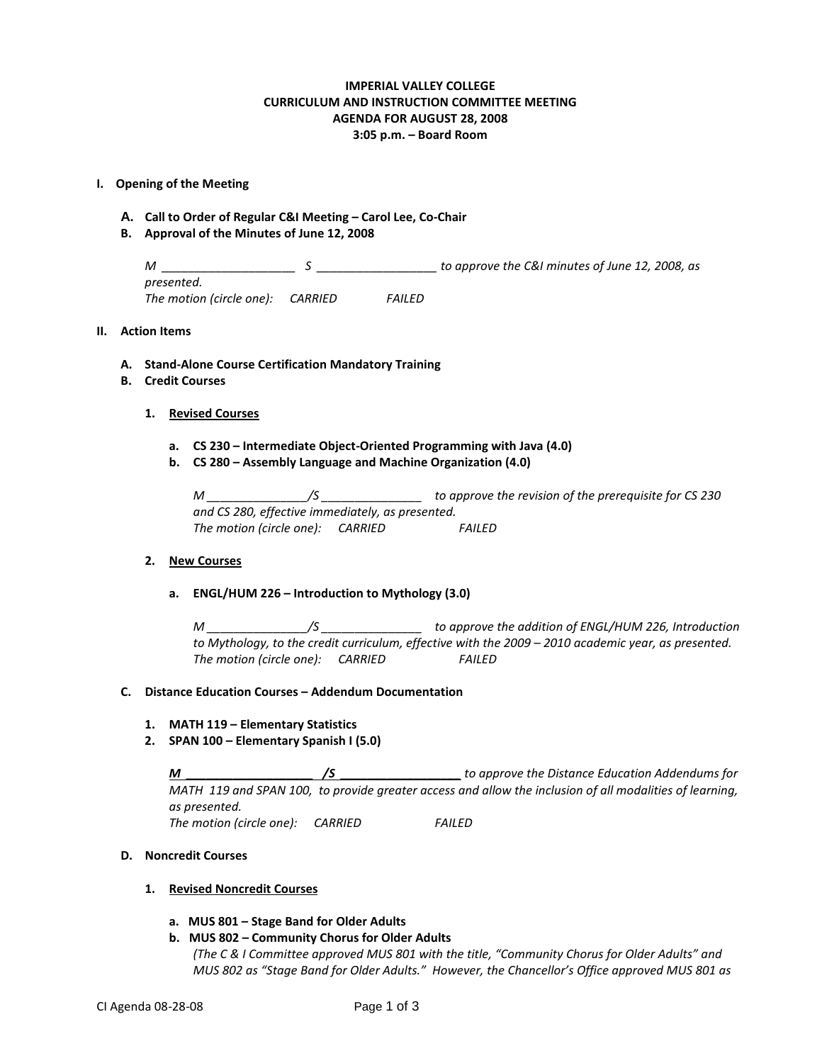**IMPERIAL VALLEY COLLEGE**
**CURRICULUM AND INSTRUCTION COMMITTEE MEETING**
**AGENDA FOR AUGUST 28, 2008**
**3:05 p.m. – Board Room**

## I. Opening of the Meeting

**A. Call to Order of Regular C&I Meeting – Carol Lee, Co-Chair**

**B. Approval of the Minutes of June 12, 2008**

*M ____________________ S __________________ to approve the C&I minutes of June 12, 2008, as presented.*
*The motion (circle one): CARRIED FAILED*

## II. Action Items

**A. Stand-Alone Course Certification Mandatory Training**

**B. Credit Courses**

**1. Revised Courses**

**a. CS 230 – Intermediate Object-Oriented Programming with Java (4.0)**
**b. CS 280 – Assembly Language and Machine Organization (4.0)**

*M _______________/S _______________ to approve the revision of the prerequisite for CS 230 and CS 280, effective immediately, as presented.*
*The motion (circle one): CARRIED FAILED*

**2. New Courses**

**a. ENGL/HUM 226 – Introduction to Mythology (3.0)**

*M _______________/S _______________ to approve the addition of ENGL/HUM 226, Introduction to Mythology, to the credit curriculum, effective with the 2009 – 2010 academic year, as presented.*
*The motion (circle one): CARRIED FAILED*

**C. Distance Education Courses – Addendum Documentation**

**1. MATH 119 – Elementary Statistics**
**2. SPAN 100 – Elementary Spanish I (5.0)**

***M ___________________ /S __________________*** *to approve the Distance Education Addendums for MATH 119 and SPAN 100, to provide greater access and allow the inclusion of all modalities of learning, as presented.*
*The motion (circle one): CARRIED FAILED*

**D. Noncredit Courses**

**1. Revised Noncredit Courses**

**a. MUS 801 – Stage Band for Older Adults**
**b. MUS 802 – Community Chorus for Older Adults**
*(The C & I Committee approved MUS 801 with the title, "Community Chorus for Older Adults" and MUS 802 as "Stage Band for Older Adults." However, the Chancellor's Office approved MUS 801 as*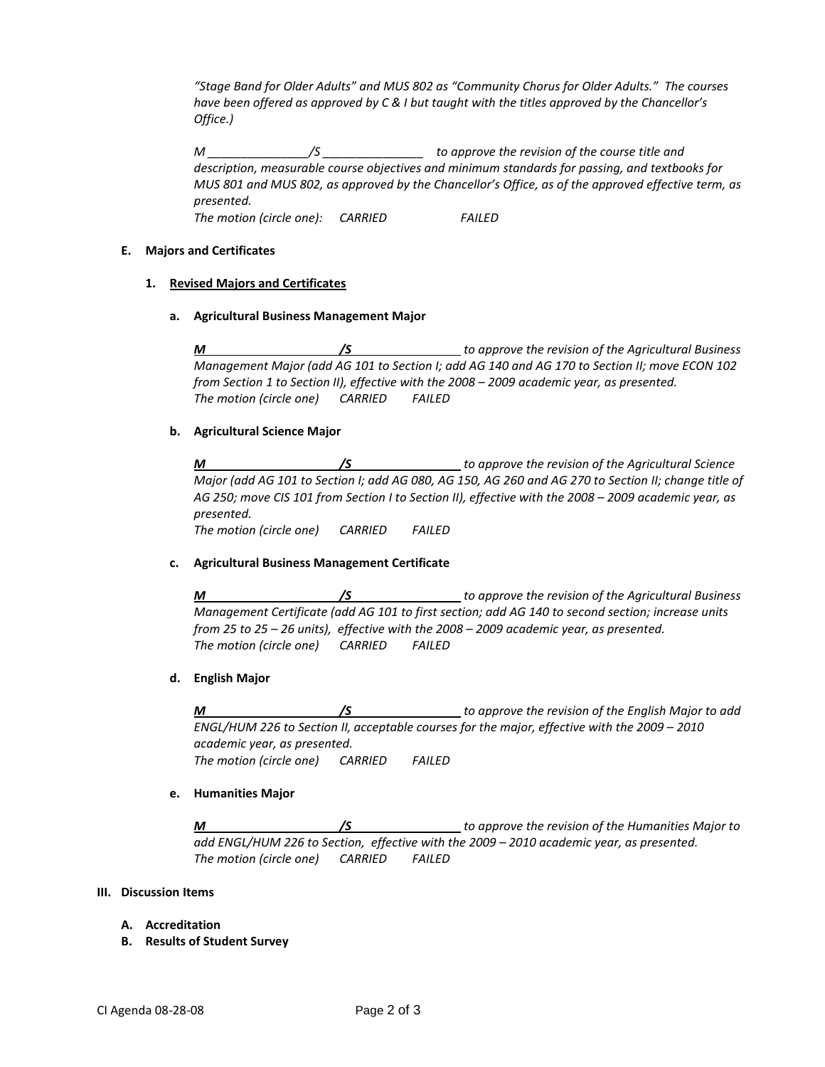*"Stage Band for Older Adults" and MUS 802 as "Community Chorus for Older Adults." The courses have been offered as approved by C & I but taught with the titles approved by the Chancellor's Office.)*

*M _______________/S _______________ to approve the revision of the course title and description, measurable course objectives and minimum standards for passing, and textbooks for MUS 801 and MUS 802, as approved by the Chancellor's Office, as of the approved effective term, as presented.*
*The motion (circle one): CARRIED FAILED*

**E. Majors and Certificates**

**1. <u>Revised Majors and Certificates</u>**

**a. Agricultural Business Management Major**

***M___________________/S________________*** *to approve the revision of the Agricultural Business Management Major (add AG 101 to Section I; add AG 140 and AG 170 to Section II; move ECON 102 from Section 1 to Section II), effective with the 2008 – 2009 academic year, as presented.*
*The motion (circle one) CARRIED FAILED*

**b. Agricultural Science Major**

***M___________________/S________________*** *to approve the revision of the Agricultural Science Major (add AG 101 to Section I; add AG 080, AG 150, AG 260 and AG 270 to Section II; change title of AG 250; move CIS 101 from Section I to Section II), effective with the 2008 – 2009 academic year, as presented.*
*The motion (circle one) CARRIED FAILED*

**c. Agricultural Business Management Certificate**

***M___________________/S________________*** *to approve the revision of the Agricultural Business Management Certificate (add AG 101 to first section; add AG 140 to second section; increase units from 25 to 25 – 26 units), effective with the 2008 – 2009 academic year, as presented.*
*The motion (circle one) CARRIED FAILED*

**d. English Major**

***M___________________/S________________*** *to approve the revision of the English Major to add ENGL/HUM 226 to Section II, acceptable courses for the major, effective with the 2009 – 2010 academic year, as presented.*
*The motion (circle one) CARRIED FAILED*

**e. Humanities Major**

***M___________________/S________________*** *to approve the revision of the Humanities Major to add ENGL/HUM 226 to Section, effective with the 2009 – 2010 academic year, as presented.*
*The motion (circle one) CARRIED FAILED*

**III. Discussion Items**

**A. Accreditation**
**B. Results of Student Survey**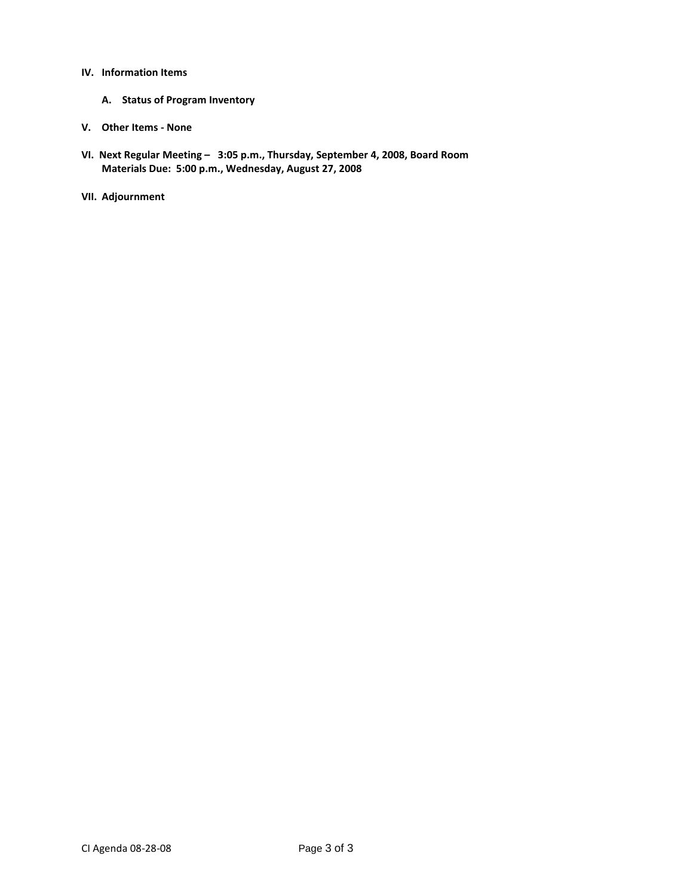**IV. Information Items**

**A. Status of Program Inventory**

**V. Other Items - None**

**VI. Next Regular Meeting – 3:05 p.m., Thursday, September 4, 2008, Board Room**
**Materials Due: 5:00 p.m., Wednesday, August 27, 2008**

**VII. Adjournment**